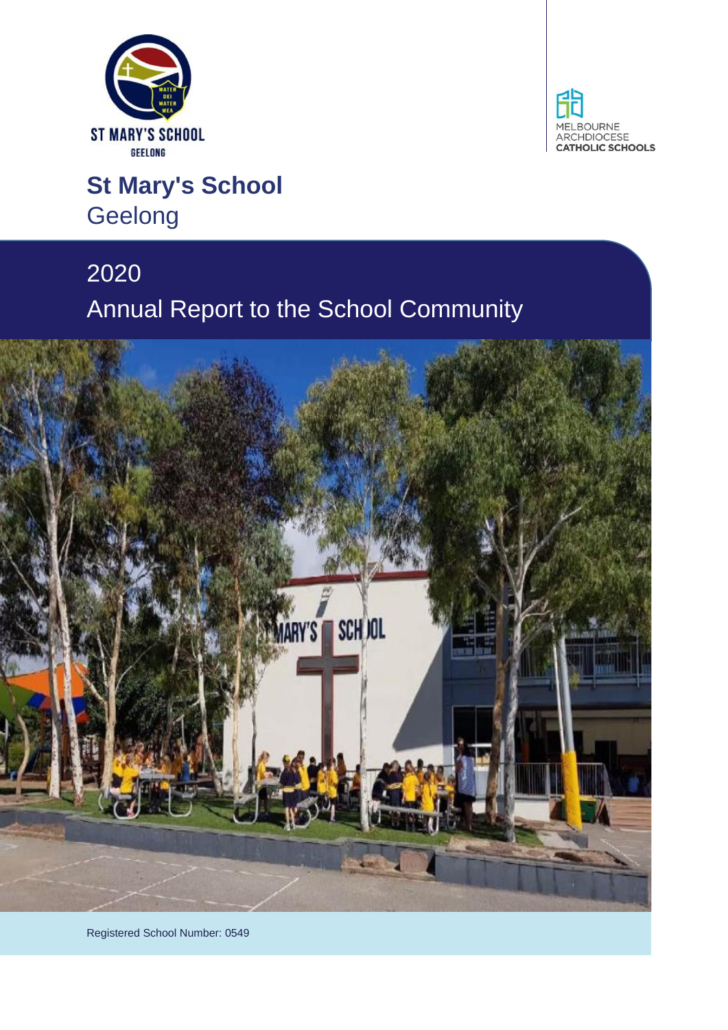ST MARY'S SCHOOL
GEELONG

MELBOURNE ARCHDIOCESE CATHOLIC SCHOOLS

# St Mary's School
## Geelong

## 2020
## Annual Report to the School Community

Registered School Number: 0549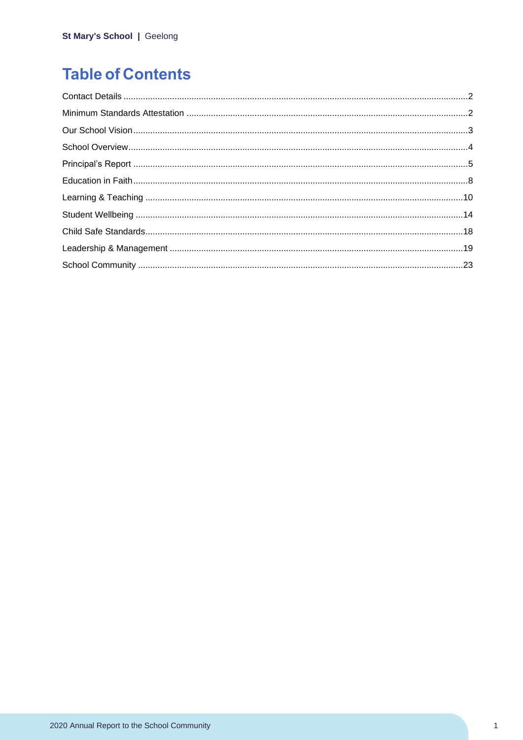# Table of Contents

Contact Details ............................................................................................................................................2

Minimum Standards Attestation ..................................................................................................................2

Our School Vision........................................................................................................................................3

School Overview..........................................................................................................................................4

Principal's Report ........................................................................................................................................5

Education in Faith........................................................................................................................................8

Learning & Teaching ..................................................................................................................................10

Student Wellbeing ......................................................................................................................................14

Child Safe Standards..................................................................................................................................18

Leadership & Management ........................................................................................................................19

School Community .....................................................................................................................................23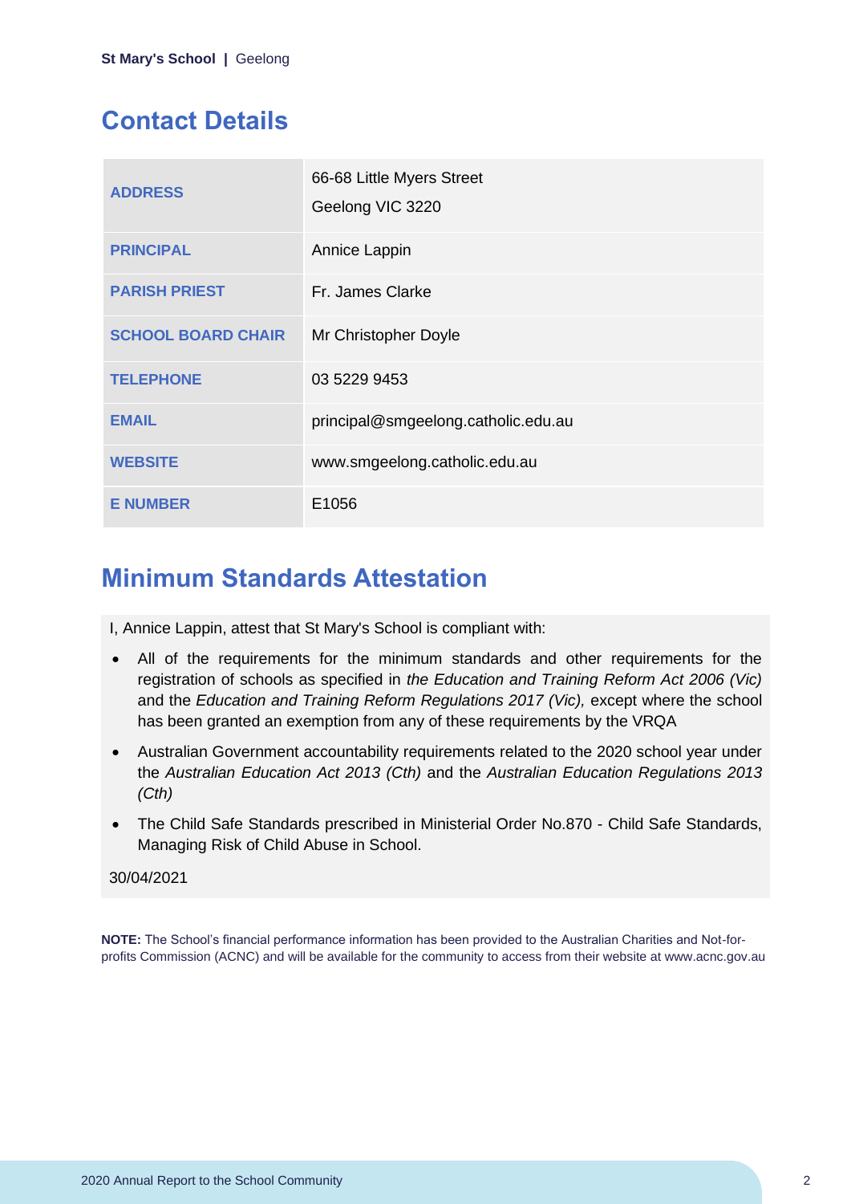## Contact Details

| | |
|---|---|
| **ADDRESS** | 66-68 Little Myers Street<br>Geelong VIC 3220 |
| **PRINCIPAL** | Annice Lappin |
| **PARISH PRIEST** | Fr. James Clarke |
| **SCHOOL BOARD CHAIR** | Mr Christopher Doyle |
| **TELEPHONE** | 03 5229 9453 |
| **EMAIL** | principal@smgeelong.catholic.edu.au |
| **WEBSITE** | www.smgeelong.catholic.edu.au |
| **E NUMBER** | E1056 |

## Minimum Standards Attestation

I, Annice Lappin, attest that St Mary's School is compliant with:

- All of the requirements for the minimum standards and other requirements for the registration of schools as specified in *the Education and Training Reform Act 2006 (Vic)* and the *Education and Training Reform Regulations 2017 (Vic),* except where the school has been granted an exemption from any of these requirements by the VRQA
- Australian Government accountability requirements related to the 2020 school year under the *Australian Education Act 2013 (Cth)* and the *Australian Education Regulations 2013 (Cth)*
- The Child Safe Standards prescribed in Ministerial Order No.870 - Child Safe Standards, Managing Risk of Child Abuse in School.

30/04/2021

**NOTE:** The School's financial performance information has been provided to the Australian Charities and Not-for-profits Commission (ACNC) and will be available for the community to access from their website at www.acnc.gov.au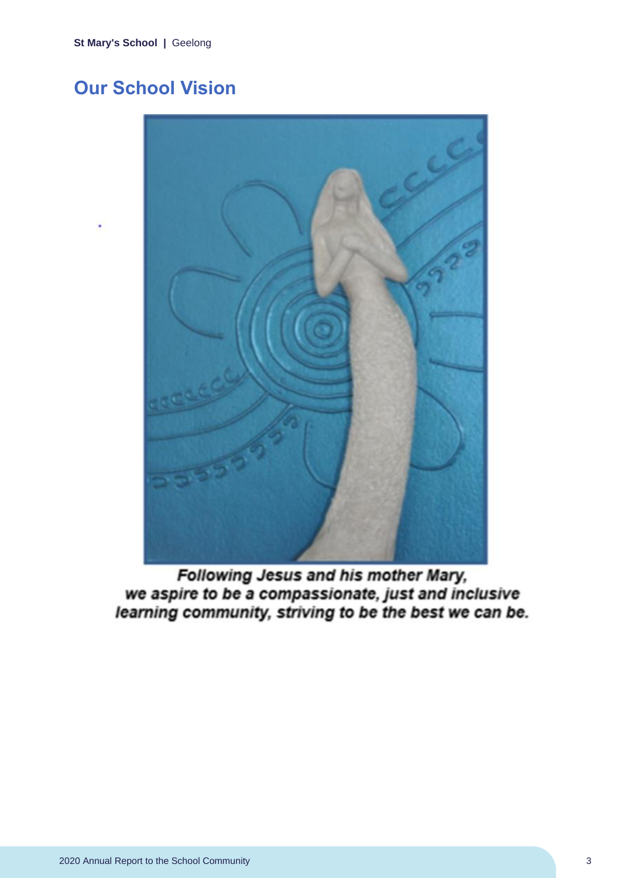## Our School Vision

*Following Jesus and his mother Mary,*
*we aspire to be a compassionate, just and inclusive*
*learning community, striving to be the best we can be.*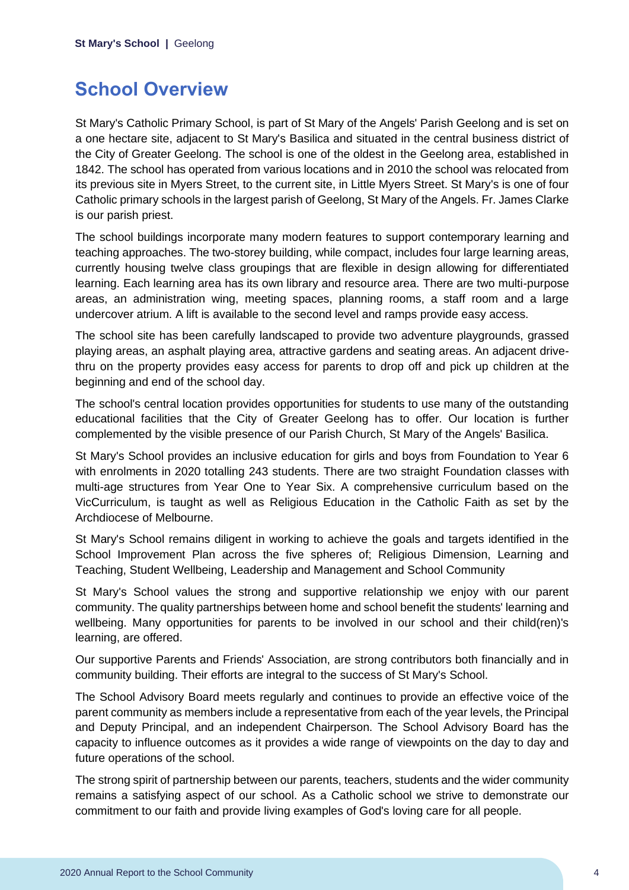## School Overview

St Mary's Catholic Primary School, is part of St Mary of the Angels' Parish Geelong and is set on a one hectare site, adjacent to St Mary's Basilica and situated in the central business district of the City of Greater Geelong. The school is one of the oldest in the Geelong area, established in 1842. The school has operated from various locations and in 2010 the school was relocated from its previous site in Myers Street, to the current site, in Little Myers Street. St Mary's is one of four Catholic primary schools in the largest parish of Geelong, St Mary of the Angels. Fr. James Clarke is our parish priest.

The school buildings incorporate many modern features to support contemporary learning and teaching approaches. The two-storey building, while compact, includes four large learning areas, currently housing twelve class groupings that are flexible in design allowing for differentiated learning. Each learning area has its own library and resource area. There are two multi-purpose areas, an administration wing, meeting spaces, planning rooms, a staff room and a large undercover atrium. A lift is available to the second level and ramps provide easy access.

The school site has been carefully landscaped to provide two adventure playgrounds, grassed playing areas, an asphalt playing area, attractive gardens and seating areas. An adjacent drive-thru on the property provides easy access for parents to drop off and pick up children at the beginning and end of the school day.

The school's central location provides opportunities for students to use many of the outstanding educational facilities that the City of Greater Geelong has to offer. Our location is further complemented by the visible presence of our Parish Church, St Mary of the Angels' Basilica.

St Mary's School provides an inclusive education for girls and boys from Foundation to Year 6 with enrolments in 2020 totalling 243 students. There are two straight Foundation classes with multi-age structures from Year One to Year Six. A comprehensive curriculum based on the VicCurriculum, is taught as well as Religious Education in the Catholic Faith as set by the Archdiocese of Melbourne.

St Mary's School remains diligent in working to achieve the goals and targets identified in the School Improvement Plan across the five spheres of; Religious Dimension, Learning and Teaching, Student Wellbeing, Leadership and Management and School Community

St Mary's School values the strong and supportive relationship we enjoy with our parent community. The quality partnerships between home and school benefit the students' learning and wellbeing. Many opportunities for parents to be involved in our school and their child(ren)'s learning, are offered.

Our supportive Parents and Friends' Association, are strong contributors both financially and in community building. Their efforts are integral to the success of St Mary's School.

The School Advisory Board meets regularly and continues to provide an effective voice of the parent community as members include a representative from each of the year levels, the Principal and Deputy Principal, and an independent Chairperson. The School Advisory Board has the capacity to influence outcomes as it provides a wide range of viewpoints on the day to day and future operations of the school.

The strong spirit of partnership between our parents, teachers, students and the wider community remains a satisfying aspect of our school. As a Catholic school we strive to demonstrate our commitment to our faith and provide living examples of God's loving care for all people.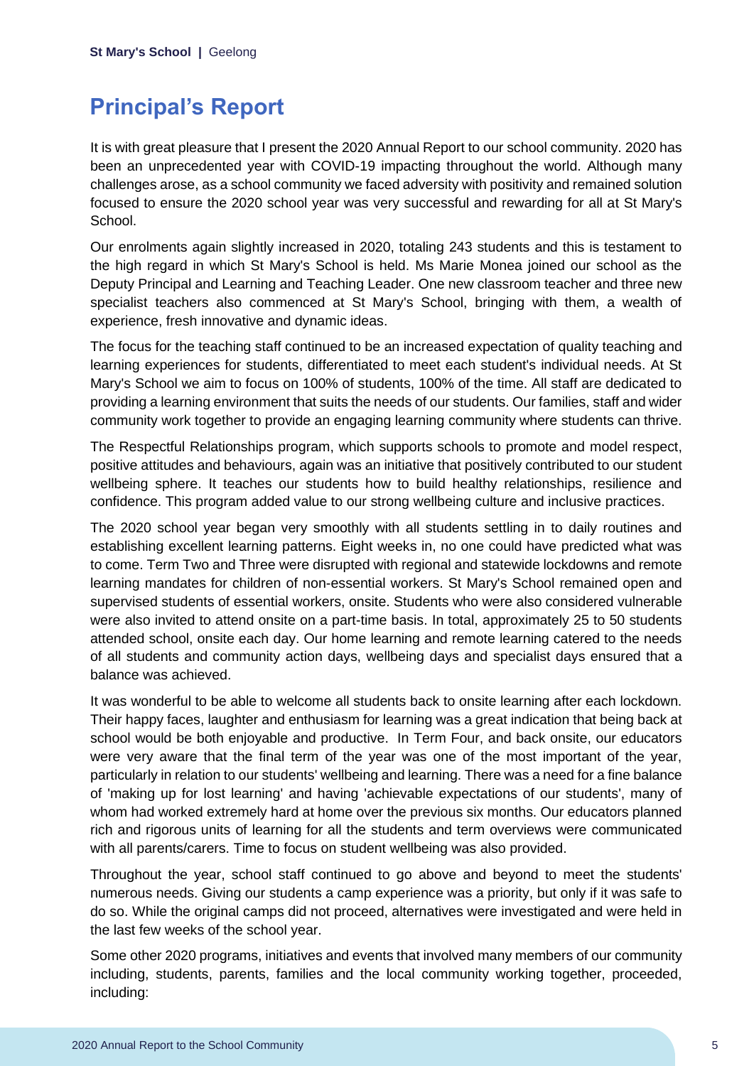# Principal's Report

It is with great pleasure that I present the 2020 Annual Report to our school community. 2020 has been an unprecedented year with COVID-19 impacting throughout the world. Although many challenges arose, as a school community we faced adversity with positivity and remained solution focused to ensure the 2020 school year was very successful and rewarding for all at St Mary's School.

Our enrolments again slightly increased in 2020, totaling 243 students and this is testament to the high regard in which St Mary's School is held. Ms Marie Monea joined our school as the Deputy Principal and Learning and Teaching Leader. One new classroom teacher and three new specialist teachers also commenced at St Mary's School, bringing with them, a wealth of experience, fresh innovative and dynamic ideas.

The focus for the teaching staff continued to be an increased expectation of quality teaching and learning experiences for students, differentiated to meet each student's individual needs. At St Mary's School we aim to focus on 100% of students, 100% of the time. All staff are dedicated to providing a learning environment that suits the needs of our students. Our families, staff and wider community work together to provide an engaging learning community where students can thrive.

The Respectful Relationships program, which supports schools to promote and model respect, positive attitudes and behaviours, again was an initiative that positively contributed to our student wellbeing sphere. It teaches our students how to build healthy relationships, resilience and confidence. This program added value to our strong wellbeing culture and inclusive practices.

The 2020 school year began very smoothly with all students settling in to daily routines and establishing excellent learning patterns. Eight weeks in, no one could have predicted what was to come. Term Two and Three were disrupted with regional and statewide lockdowns and remote learning mandates for children of non-essential workers. St Mary's School remained open and supervised students of essential workers, onsite. Students who were also considered vulnerable were also invited to attend onsite on a part-time basis. In total, approximately 25 to 50 students attended school, onsite each day. Our home learning and remote learning catered to the needs of all students and community action days, wellbeing days and specialist days ensured that a balance was achieved.

It was wonderful to be able to welcome all students back to onsite learning after each lockdown. Their happy faces, laughter and enthusiasm for learning was a great indication that being back at school would be both enjoyable and productive. In Term Four, and back onsite, our educators were very aware that the final term of the year was one of the most important of the year, particularly in relation to our students' wellbeing and learning. There was a need for a fine balance of 'making up for lost learning' and having 'achievable expectations of our students', many of whom had worked extremely hard at home over the previous six months. Our educators planned rich and rigorous units of learning for all the students and term overviews were communicated with all parents/carers. Time to focus on student wellbeing was also provided.

Throughout the year, school staff continued to go above and beyond to meet the students' numerous needs. Giving our students a camp experience was a priority, but only if it was safe to do so. While the original camps did not proceed, alternatives were investigated and were held in the last few weeks of the school year.

Some other 2020 programs, initiatives and events that involved many members of our community including, students, parents, families and the local community working together, proceeded, including: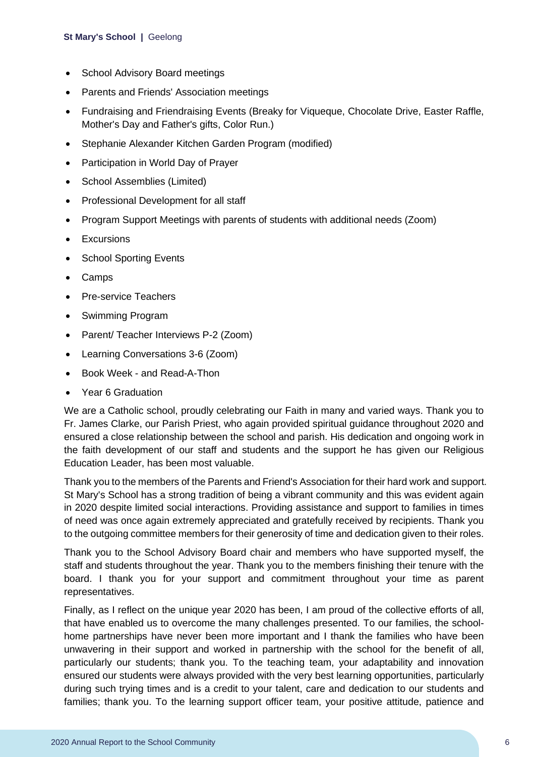- School Advisory Board meetings
- Parents and Friends' Association meetings
- Fundraising and Friendraising Events (Breaky for Viqueque, Chocolate Drive, Easter Raffle, Mother's Day and Father's gifts, Color Run.)
- Stephanie Alexander Kitchen Garden Program (modified)
- Participation in World Day of Prayer
- School Assemblies (Limited)
- Professional Development for all staff
- Program Support Meetings with parents of students with additional needs (Zoom)
- Excursions
- School Sporting Events
- Camps
- Pre-service Teachers
- Swimming Program
- Parent/ Teacher Interviews P-2 (Zoom)
- Learning Conversations 3-6 (Zoom)
- Book Week - and Read-A-Thon
- Year 6 Graduation

We are a Catholic school, proudly celebrating our Faith in many and varied ways. Thank you to Fr. James Clarke, our Parish Priest, who again provided spiritual guidance throughout 2020 and ensured a close relationship between the school and parish. His dedication and ongoing work in the faith development of our staff and students and the support he has given our Religious Education Leader, has been most valuable.

Thank you to the members of the Parents and Friend's Association for their hard work and support. St Mary's School has a strong tradition of being a vibrant community and this was evident again in 2020 despite limited social interactions. Providing assistance and support to families in times of need was once again extremely appreciated and gratefully received by recipients. Thank you to the outgoing committee members for their generosity of time and dedication given to their roles.

Thank you to the School Advisory Board chair and members who have supported myself, the staff and students throughout the year. Thank you to the members finishing their tenure with the board. I thank you for your support and commitment throughout your time as parent representatives.

Finally, as I reflect on the unique year 2020 has been, I am proud of the collective efforts of all, that have enabled us to overcome the many challenges presented. To our families, the school-home partnerships have never been more important and I thank the families who have been unwavering in their support and worked in partnership with the school for the benefit of all, particularly our students; thank you. To the teaching team, your adaptability and innovation ensured our students were always provided with the very best learning opportunities, particularly during such trying times and is a credit to your talent, care and dedication to our students and families; thank you. To the learning support officer team, your positive attitude, patience and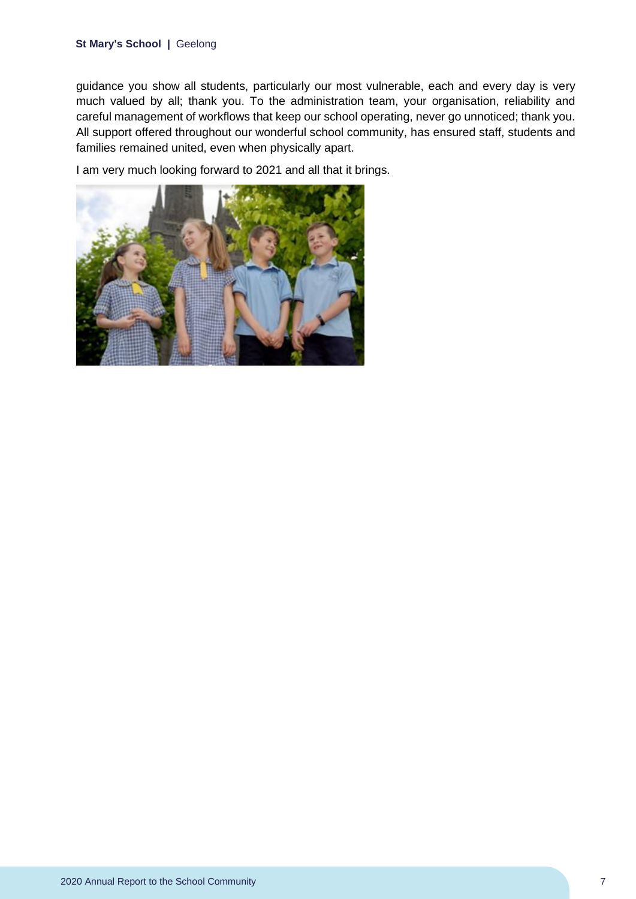guidance you show all students, particularly our most vulnerable, each and every day is very much valued by all; thank you. To the administration team, your organisation, reliability and careful management of workflows that keep our school operating, never go unnoticed; thank you. All support offered throughout our wonderful school community, has ensured staff, students and families remained united, even when physically apart.

I am very much looking forward to 2021 and all that it brings.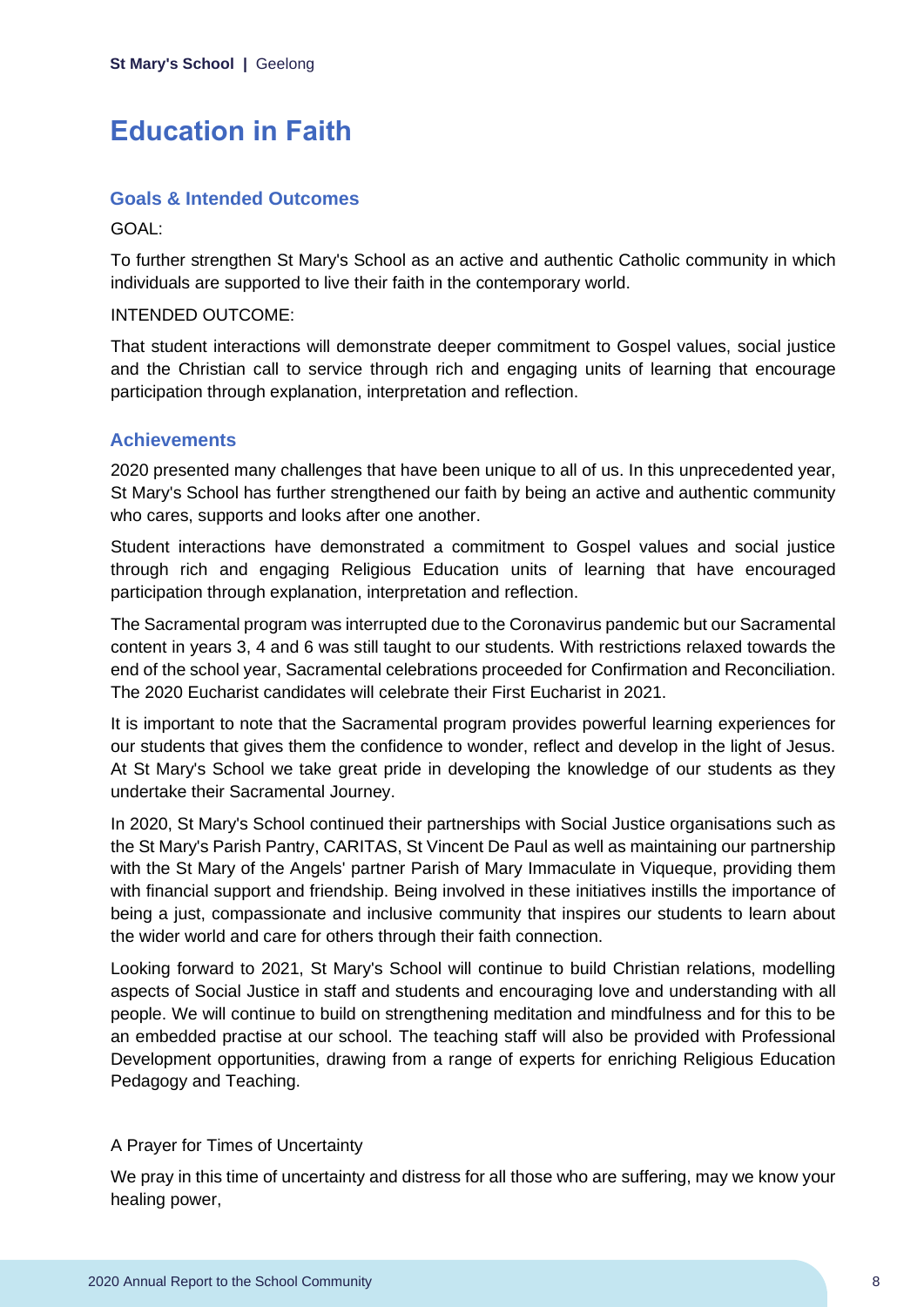# Education in Faith

## Goals & Intended Outcomes

GOAL:

To further strengthen St Mary's School as an active and authentic Catholic community in which individuals are supported to live their faith in the contemporary world.

INTENDED OUTCOME:

That student interactions will demonstrate deeper commitment to Gospel values, social justice and the Christian call to service through rich and engaging units of learning that encourage participation through explanation, interpretation and reflection.

## Achievements

2020 presented many challenges that have been unique to all of us. In this unprecedented year, St Mary's School has further strengthened our faith by being an active and authentic community who cares, supports and looks after one another.

Student interactions have demonstrated a commitment to Gospel values and social justice through rich and engaging Religious Education units of learning that have encouraged participation through explanation, interpretation and reflection.

The Sacramental program was interrupted due to the Coronavirus pandemic but our Sacramental content in years 3, 4 and 6 was still taught to our students. With restrictions relaxed towards the end of the school year, Sacramental celebrations proceeded for Confirmation and Reconciliation. The 2020 Eucharist candidates will celebrate their First Eucharist in 2021.

It is important to note that the Sacramental program provides powerful learning experiences for our students that gives them the confidence to wonder, reflect and develop in the light of Jesus. At St Mary's School we take great pride in developing the knowledge of our students as they undertake their Sacramental Journey.

In 2020, St Mary's School continued their partnerships with Social Justice organisations such as the St Mary's Parish Pantry, CARITAS, St Vincent De Paul as well as maintaining our partnership with the St Mary of the Angels' partner Parish of Mary Immaculate in Viqueque, providing them with financial support and friendship. Being involved in these initiatives instills the importance of being a just, compassionate and inclusive community that inspires our students to learn about the wider world and care for others through their faith connection.

Looking forward to 2021, St Mary's School will continue to build Christian relations, modelling aspects of Social Justice in staff and students and encouraging love and understanding with all people. We will continue to build on strengthening meditation and mindfulness and for this to be an embedded practise at our school. The teaching staff will also be provided with Professional Development opportunities, drawing from a range of experts for enriching Religious Education Pedagogy and Teaching.

A Prayer for Times of Uncertainty

We pray in this time of uncertainty and distress for all those who are suffering, may we know your healing power,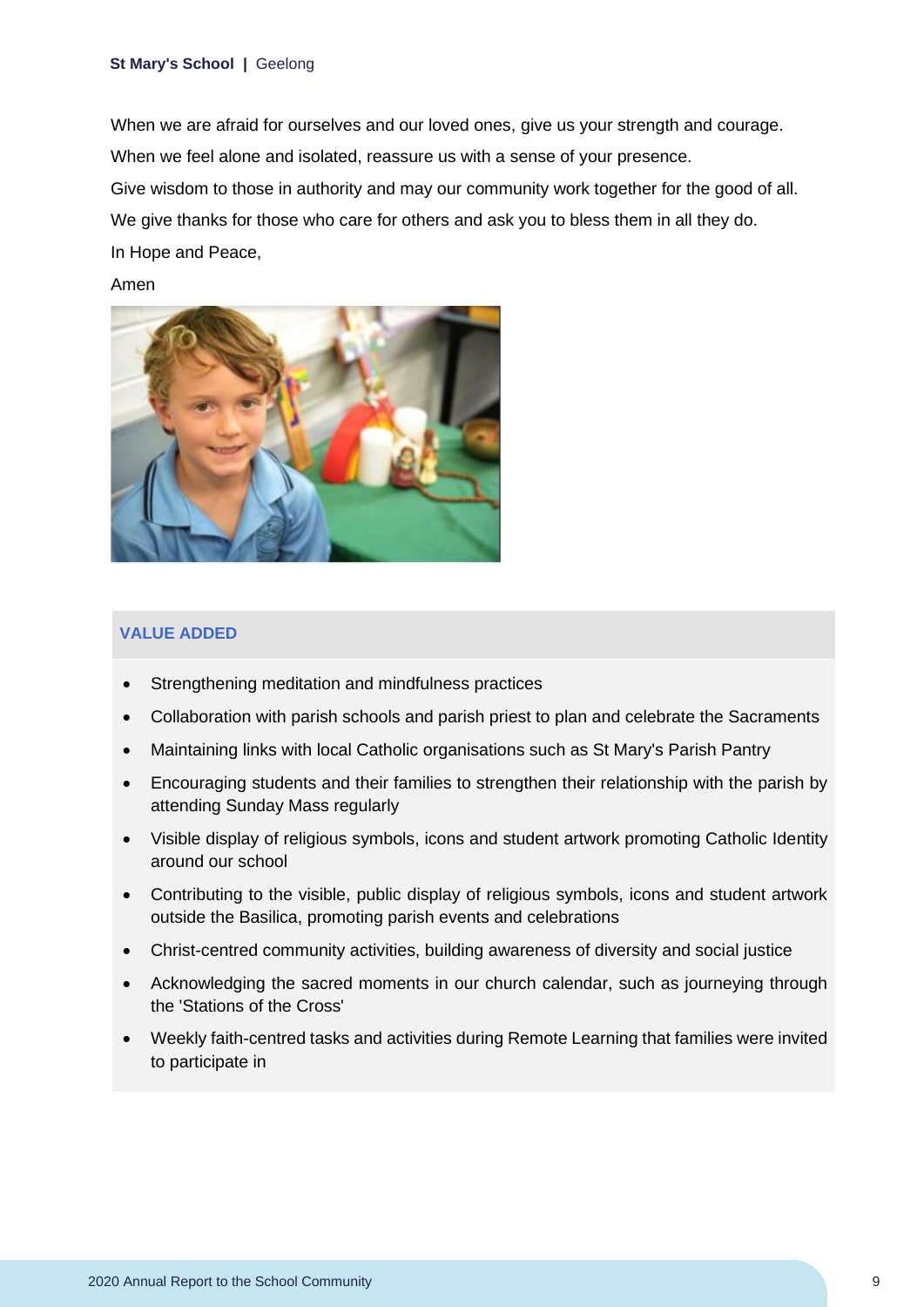When we are afraid for ourselves and our loved ones, give us your strength and courage.

When we feel alone and isolated, reassure us with a sense of your presence.

Give wisdom to those in authority and may our community work together for the good of all.

We give thanks for those who care for others and ask you to bless them in all they do.

In Hope and Peace,

Amen

## VALUE ADDED

- Strengthening meditation and mindfulness practices
- Collaboration with parish schools and parish priest to plan and celebrate the Sacraments
- Maintaining links with local Catholic organisations such as St Mary's Parish Pantry
- Encouraging students and their families to strengthen their relationship with the parish by attending Sunday Mass regularly
- Visible display of religious symbols, icons and student artwork promoting Catholic Identity around our school
- Contributing to the visible, public display of religious symbols, icons and student artwork outside the Basilica, promoting parish events and celebrations
- Christ-centred community activities, building awareness of diversity and social justice
- Acknowledging the sacred moments in our church calendar, such as journeying through the 'Stations of the Cross'
- Weekly faith-centred tasks and activities during Remote Learning that families were invited to participate in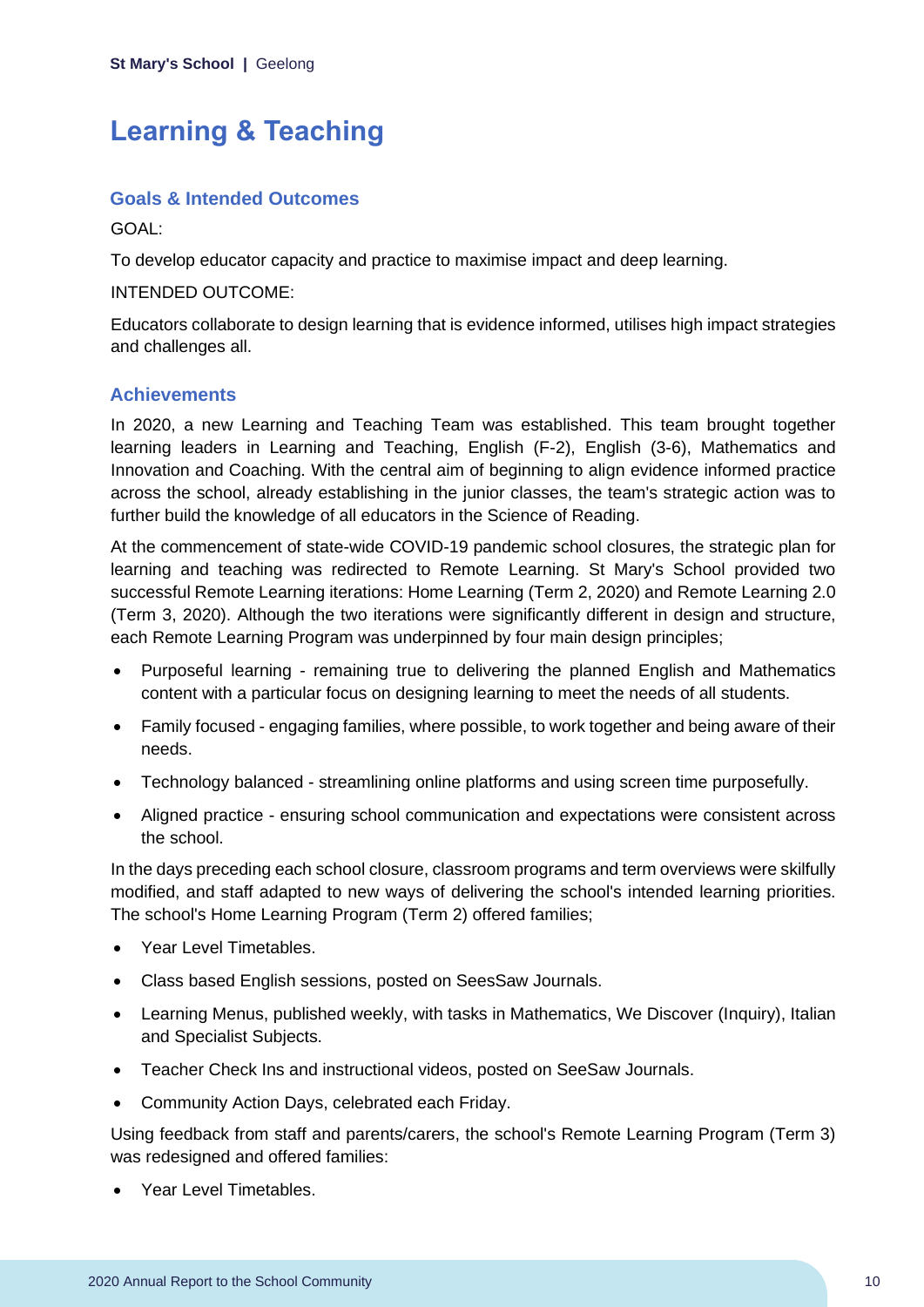# Learning & Teaching

## Goals & Intended Outcomes

GOAL:

To develop educator capacity and practice to maximise impact and deep learning.

INTENDED OUTCOME:

Educators collaborate to design learning that is evidence informed, utilises high impact strategies and challenges all.

## Achievements

In 2020, a new Learning and Teaching Team was established. This team brought together learning leaders in Learning and Teaching, English (F-2), English (3-6), Mathematics and Innovation and Coaching. With the central aim of beginning to align evidence informed practice across the school, already establishing in the junior classes, the team's strategic action was to further build the knowledge of all educators in the Science of Reading.

At the commencement of state-wide COVID-19 pandemic school closures, the strategic plan for learning and teaching was redirected to Remote Learning. St Mary's School provided two successful Remote Learning iterations: Home Learning (Term 2, 2020) and Remote Learning 2.0 (Term 3, 2020). Although the two iterations were significantly different in design and structure, each Remote Learning Program was underpinned by four main design principles;

- Purposeful learning - remaining true to delivering the planned English and Mathematics content with a particular focus on designing learning to meet the needs of all students.
- Family focused - engaging families, where possible, to work together and being aware of their needs.
- Technology balanced - streamlining online platforms and using screen time purposefully.
- Aligned practice - ensuring school communication and expectations were consistent across the school.

In the days preceding each school closure, classroom programs and term overviews were skilfully modified, and staff adapted to new ways of delivering the school's intended learning priorities. The school's Home Learning Program (Term 2) offered families;

- Year Level Timetables.
- Class based English sessions, posted on SeesSaw Journals.
- Learning Menus, published weekly, with tasks in Mathematics, We Discover (Inquiry), Italian and Specialist Subjects.
- Teacher Check Ins and instructional videos, posted on SeeSaw Journals.
- Community Action Days, celebrated each Friday.

Using feedback from staff and parents/carers, the school's Remote Learning Program (Term 3) was redesigned and offered families:

- Year Level Timetables.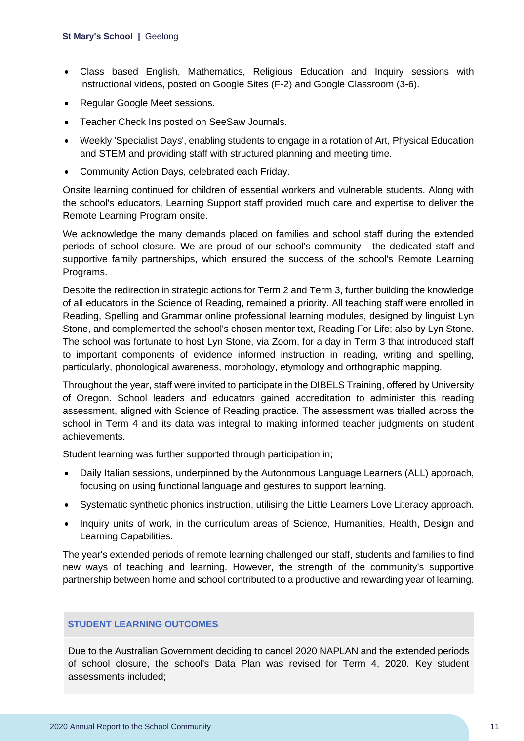- Class based English, Mathematics, Religious Education and Inquiry sessions with instructional videos, posted on Google Sites (F-2) and Google Classroom (3-6).
- Regular Google Meet sessions.
- Teacher Check Ins posted on SeeSaw Journals.
- Weekly 'Specialist Days', enabling students to engage in a rotation of Art, Physical Education and STEM and providing staff with structured planning and meeting time.
- Community Action Days, celebrated each Friday.

Onsite learning continued for children of essential workers and vulnerable students. Along with the school's educators, Learning Support staff provided much care and expertise to deliver the Remote Learning Program onsite.

We acknowledge the many demands placed on families and school staff during the extended periods of school closure. We are proud of our school's community - the dedicated staff and supportive family partnerships, which ensured the success of the school's Remote Learning Programs.

Despite the redirection in strategic actions for Term 2 and Term 3, further building the knowledge of all educators in the Science of Reading, remained a priority. All teaching staff were enrolled in Reading, Spelling and Grammar online professional learning modules, designed by linguist Lyn Stone, and complemented the school's chosen mentor text, Reading For Life; also by Lyn Stone. The school was fortunate to host Lyn Stone, via Zoom, for a day in Term 3 that introduced staff to important components of evidence informed instruction in reading, writing and spelling, particularly, phonological awareness, morphology, etymology and orthographic mapping.

Throughout the year, staff were invited to participate in the DIBELS Training, offered by University of Oregon. School leaders and educators gained accreditation to administer this reading assessment, aligned with Science of Reading practice. The assessment was trialled across the school in Term 4 and its data was integral to making informed teacher judgments on student achievements.

Student learning was further supported through participation in;

- Daily Italian sessions, underpinned by the Autonomous Language Learners (ALL) approach, focusing on using functional language and gestures to support learning.
- Systematic synthetic phonics instruction, utilising the Little Learners Love Literacy approach.
- Inquiry units of work, in the curriculum areas of Science, Humanities, Health, Design and Learning Capabilities.

The year's extended periods of remote learning challenged our staff, students and families to find new ways of teaching and learning. However, the strength of the community's supportive partnership between home and school contributed to a productive and rewarding year of learning.

## STUDENT LEARNING OUTCOMES

Due to the Australian Government deciding to cancel 2020 NAPLAN and the extended periods of school closure, the school's Data Plan was revised for Term 4, 2020. Key student assessments included;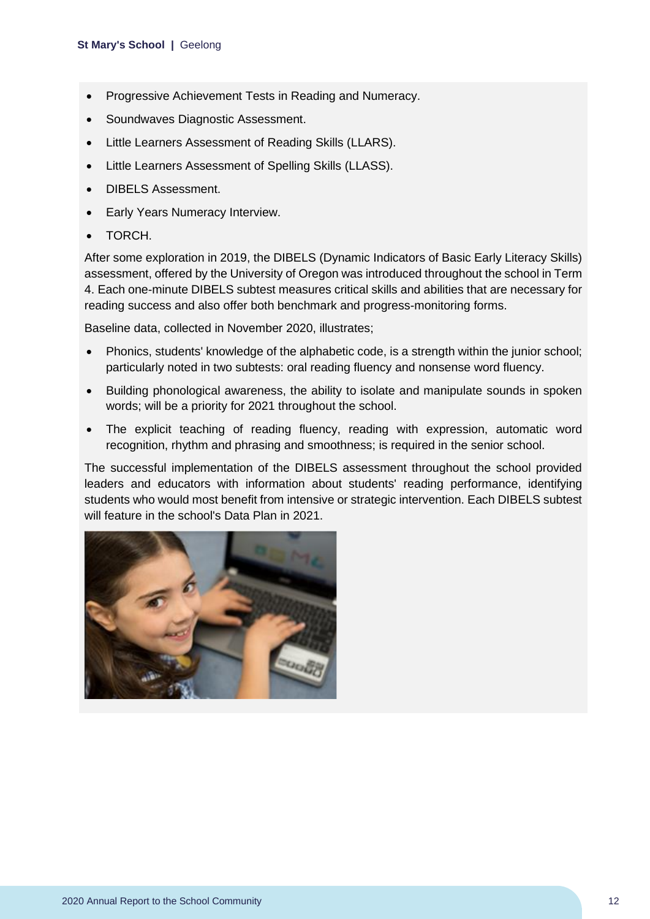- Progressive Achievement Tests in Reading and Numeracy.
- Soundwaves Diagnostic Assessment.
- Little Learners Assessment of Reading Skills (LLARS).
- Little Learners Assessment of Spelling Skills (LLASS).
- DIBELS Assessment.
- Early Years Numeracy Interview.
- TORCH.

After some exploration in 2019, the DIBELS (Dynamic Indicators of Basic Early Literacy Skills) assessment, offered by the University of Oregon was introduced throughout the school in Term 4. Each one-minute DIBELS subtest measures critical skills and abilities that are necessary for reading success and also offer both benchmark and progress-monitoring forms.

Baseline data, collected in November 2020, illustrates;

- Phonics, students' knowledge of the alphabetic code, is a strength within the junior school; particularly noted in two subtests: oral reading fluency and nonsense word fluency.
- Building phonological awareness, the ability to isolate and manipulate sounds in spoken words; will be a priority for 2021 throughout the school.
- The explicit teaching of reading fluency, reading with expression, automatic word recognition, rhythm and phrasing and smoothness; is required in the senior school.

The successful implementation of the DIBELS assessment throughout the school provided leaders and educators with information about students' reading performance, identifying students who would most benefit from intensive or strategic intervention. Each DIBELS subtest will feature in the school's Data Plan in 2021.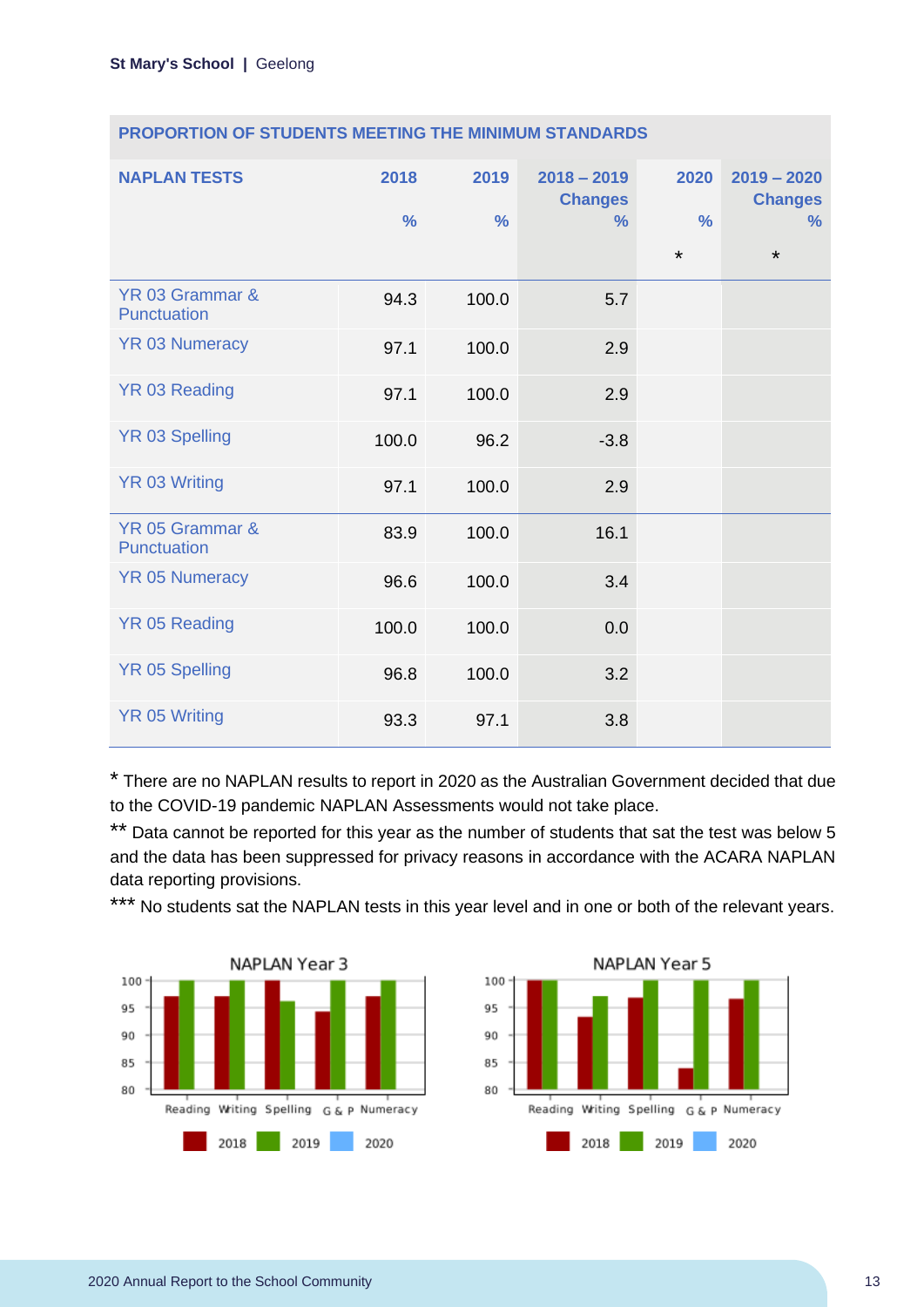| PROPORTION OF STUDENTS MEETING THE MINIMUM STANDARDS | | | | | |
|---|---|---|---|---|---|
| NAPLAN TESTS | 2018 % | 2019 % | 2018 – 2019 Changes % | 2020 % * | 2019 – 2020 Changes % * |
| YR 03 Grammar & Punctuation | 94.3 | 100.0 | 5.7 | | |
| YR 03 Numeracy | 97.1 | 100.0 | 2.9 | | |
| YR 03 Reading | 97.1 | 100.0 | 2.9 | | |
| YR 03 Spelling | 100.0 | 96.2 | -3.8 | | |
| YR 03 Writing | 97.1 | 100.0 | 2.9 | | |
| YR 05 Grammar & Punctuation | 83.9 | 100.0 | 16.1 | | |
| YR 05 Numeracy | 96.6 | 100.0 | 3.4 | | |
| YR 05 Reading | 100.0 | 100.0 | 0.0 | | |
| YR 05 Spelling | 96.8 | 100.0 | 3.2 | | |
| YR 05 Writing | 93.3 | 97.1 | 3.8 | | |

* There are no NAPLAN results to report in 2020 as the Australian Government decided that due to the COVID-19 pandemic NAPLAN Assessments would not take place.

** Data cannot be reported for this year as the number of students that sat the test was below 5 and the data has been suppressed for privacy reasons in accordance with the ACARA NAPLAN data reporting provisions.

*** No students sat the NAPLAN tests in this year level and in one or both of the relevant years.

NAPLAN Year 3

NAPLAN Year 5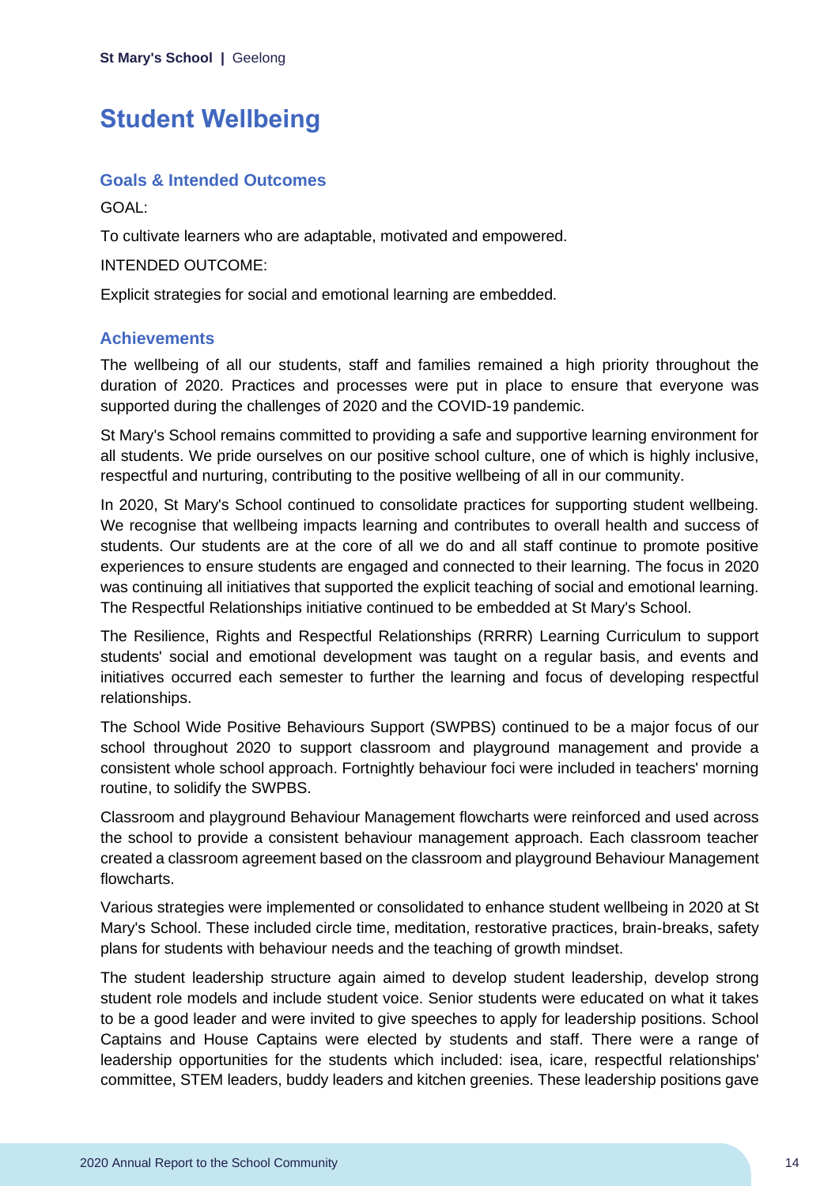# Student Wellbeing

## Goals & Intended Outcomes

GOAL:

To cultivate learners who are adaptable, motivated and empowered.

INTENDED OUTCOME:

Explicit strategies for social and emotional learning are embedded.

## Achievements

The wellbeing of all our students, staff and families remained a high priority throughout the duration of 2020. Practices and processes were put in place to ensure that everyone was supported during the challenges of 2020 and the COVID-19 pandemic.

St Mary's School remains committed to providing a safe and supportive learning environment for all students. We pride ourselves on our positive school culture, one of which is highly inclusive, respectful and nurturing, contributing to the positive wellbeing of all in our community.

In 2020, St Mary's School continued to consolidate practices for supporting student wellbeing. We recognise that wellbeing impacts learning and contributes to overall health and success of students. Our students are at the core of all we do and all staff continue to promote positive experiences to ensure students are engaged and connected to their learning. The focus in 2020 was continuing all initiatives that supported the explicit teaching of social and emotional learning. The Respectful Relationships initiative continued to be embedded at St Mary's School.

The Resilience, Rights and Respectful Relationships (RRRR) Learning Curriculum to support students' social and emotional development was taught on a regular basis, and events and initiatives occurred each semester to further the learning and focus of developing respectful relationships.

The School Wide Positive Behaviours Support (SWPBS) continued to be a major focus of our school throughout 2020 to support classroom and playground management and provide a consistent whole school approach. Fortnightly behaviour foci were included in teachers' morning routine, to solidify the SWPBS.

Classroom and playground Behaviour Management flowcharts were reinforced and used across the school to provide a consistent behaviour management approach. Each classroom teacher created a classroom agreement based on the classroom and playground Behaviour Management flowcharts.

Various strategies were implemented or consolidated to enhance student wellbeing in 2020 at St Mary's School. These included circle time, meditation, restorative practices, brain-breaks, safety plans for students with behaviour needs and the teaching of growth mindset.

The student leadership structure again aimed to develop student leadership, develop strong student role models and include student voice. Senior students were educated on what it takes to be a good leader and were invited to give speeches to apply for leadership positions. School Captains and House Captains were elected by students and staff. There were a range of leadership opportunities for the students which included: isea, icare, respectful relationships' committee, STEM leaders, buddy leaders and kitchen greenies. These leadership positions gave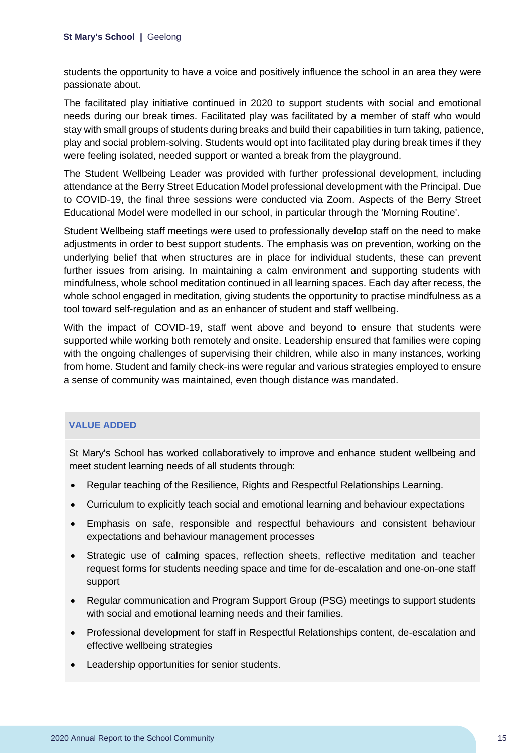students the opportunity to have a voice and positively influence the school in an area they were passionate about.

The facilitated play initiative continued in 2020 to support students with social and emotional needs during our break times. Facilitated play was facilitated by a member of staff who would stay with small groups of students during breaks and build their capabilities in turn taking, patience, play and social problem-solving. Students would opt into facilitated play during break times if they were feeling isolated, needed support or wanted a break from the playground.

The Student Wellbeing Leader was provided with further professional development, including attendance at the Berry Street Education Model professional development with the Principal. Due to COVID-19, the final three sessions were conducted via Zoom. Aspects of the Berry Street Educational Model were modelled in our school, in particular through the 'Morning Routine'.

Student Wellbeing staff meetings were used to professionally develop staff on the need to make adjustments in order to best support students. The emphasis was on prevention, working on the underlying belief that when structures are in place for individual students, these can prevent further issues from arising. In maintaining a calm environment and supporting students with mindfulness, whole school meditation continued in all learning spaces. Each day after recess, the whole school engaged in meditation, giving students the opportunity to practise mindfulness as a tool toward self-regulation and as an enhancer of student and staff wellbeing.

With the impact of COVID-19, staff went above and beyond to ensure that students were supported while working both remotely and onsite. Leadership ensured that families were coping with the ongoing challenges of supervising their children, while also in many instances, working from home. Student and family check-ins were regular and various strategies employed to ensure a sense of community was maintained, even though distance was mandated.

### VALUE ADDED

St Mary's School has worked collaboratively to improve and enhance student wellbeing and meet student learning needs of all students through:

- Regular teaching of the Resilience, Rights and Respectful Relationships Learning.
- Curriculum to explicitly teach social and emotional learning and behaviour expectations
- Emphasis on safe, responsible and respectful behaviours and consistent behaviour expectations and behaviour management processes
- Strategic use of calming spaces, reflection sheets, reflective meditation and teacher request forms for students needing space and time for de-escalation and one-on-one staff support
- Regular communication and Program Support Group (PSG) meetings to support students with social and emotional learning needs and their families.
- Professional development for staff in Respectful Relationships content, de-escalation and effective wellbeing strategies
- Leadership opportunities for senior students.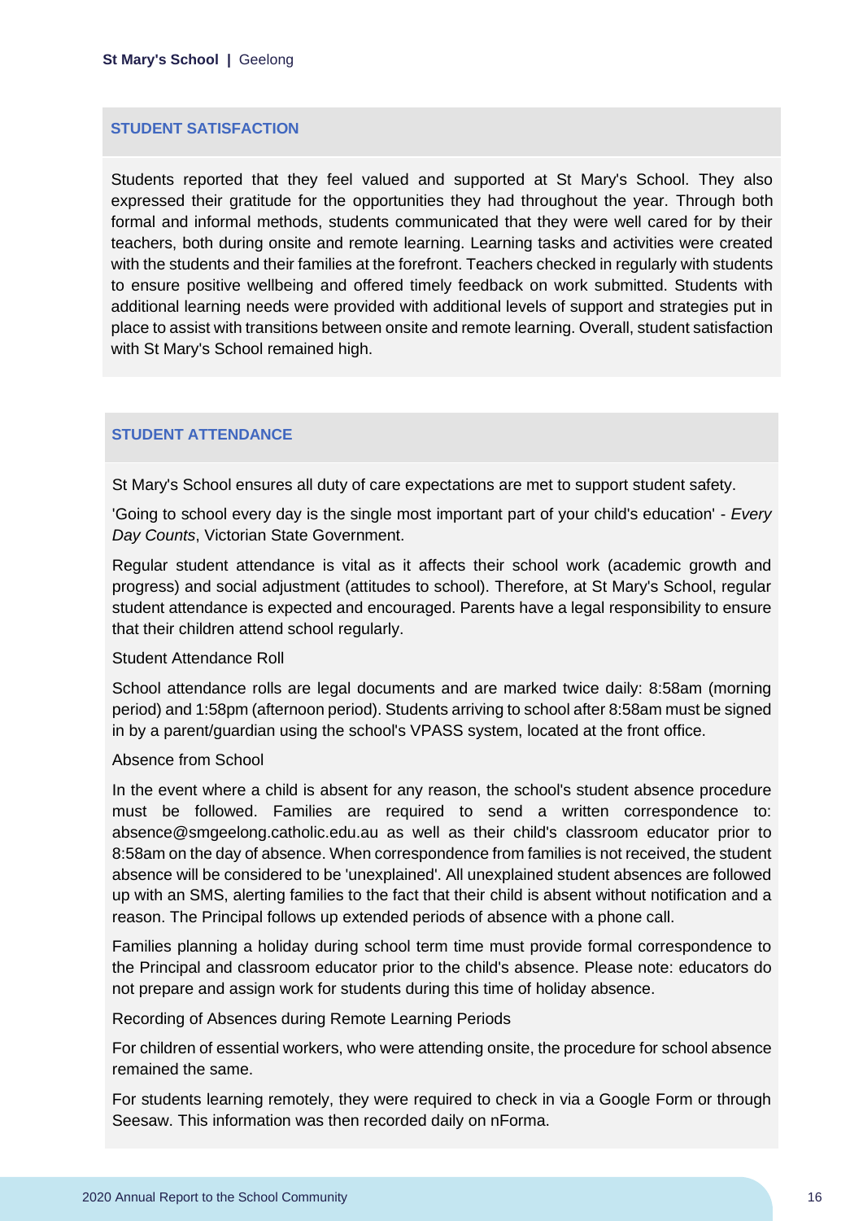## STUDENT SATISFACTION

Students reported that they feel valued and supported at St Mary's School. They also expressed their gratitude for the opportunities they had throughout the year. Through both formal and informal methods, students communicated that they were well cared for by their teachers, both during onsite and remote learning. Learning tasks and activities were created with the students and their families at the forefront. Teachers checked in regularly with students to ensure positive wellbeing and offered timely feedback on work submitted. Students with additional learning needs were provided with additional levels of support and strategies put in place to assist with transitions between onsite and remote learning. Overall, student satisfaction with St Mary's School remained high.

## STUDENT ATTENDANCE

St Mary's School ensures all duty of care expectations are met to support student safety.

'Going to school every day is the single most important part of your child's education' - *Every Day Counts*, Victorian State Government.

Regular student attendance is vital as it affects their school work (academic growth and progress) and social adjustment (attitudes to school). Therefore, at St Mary's School, regular student attendance is expected and encouraged. Parents have a legal responsibility to ensure that their children attend school regularly.

Student Attendance Roll

School attendance rolls are legal documents and are marked twice daily: 8:58am (morning period) and 1:58pm (afternoon period). Students arriving to school after 8:58am must be signed in by a parent/guardian using the school's VPASS system, located at the front office.

Absence from School

In the event where a child is absent for any reason, the school's student absence procedure must be followed. Families are required to send a written correspondence to: absence@smgeelong.catholic.edu.au as well as their child's classroom educator prior to 8:58am on the day of absence. When correspondence from families is not received, the student absence will be considered to be 'unexplained'. All unexplained student absences are followed up with an SMS, alerting families to the fact that their child is absent without notification and a reason. The Principal follows up extended periods of absence with a phone call.

Families planning a holiday during school term time must provide formal correspondence to the Principal and classroom educator prior to the child's absence. Please note: educators do not prepare and assign work for students during this time of holiday absence.

Recording of Absences during Remote Learning Periods

For children of essential workers, who were attending onsite, the procedure for school absence remained the same.

For students learning remotely, they were required to check in via a Google Form or through Seesaw. This information was then recorded daily on nForma.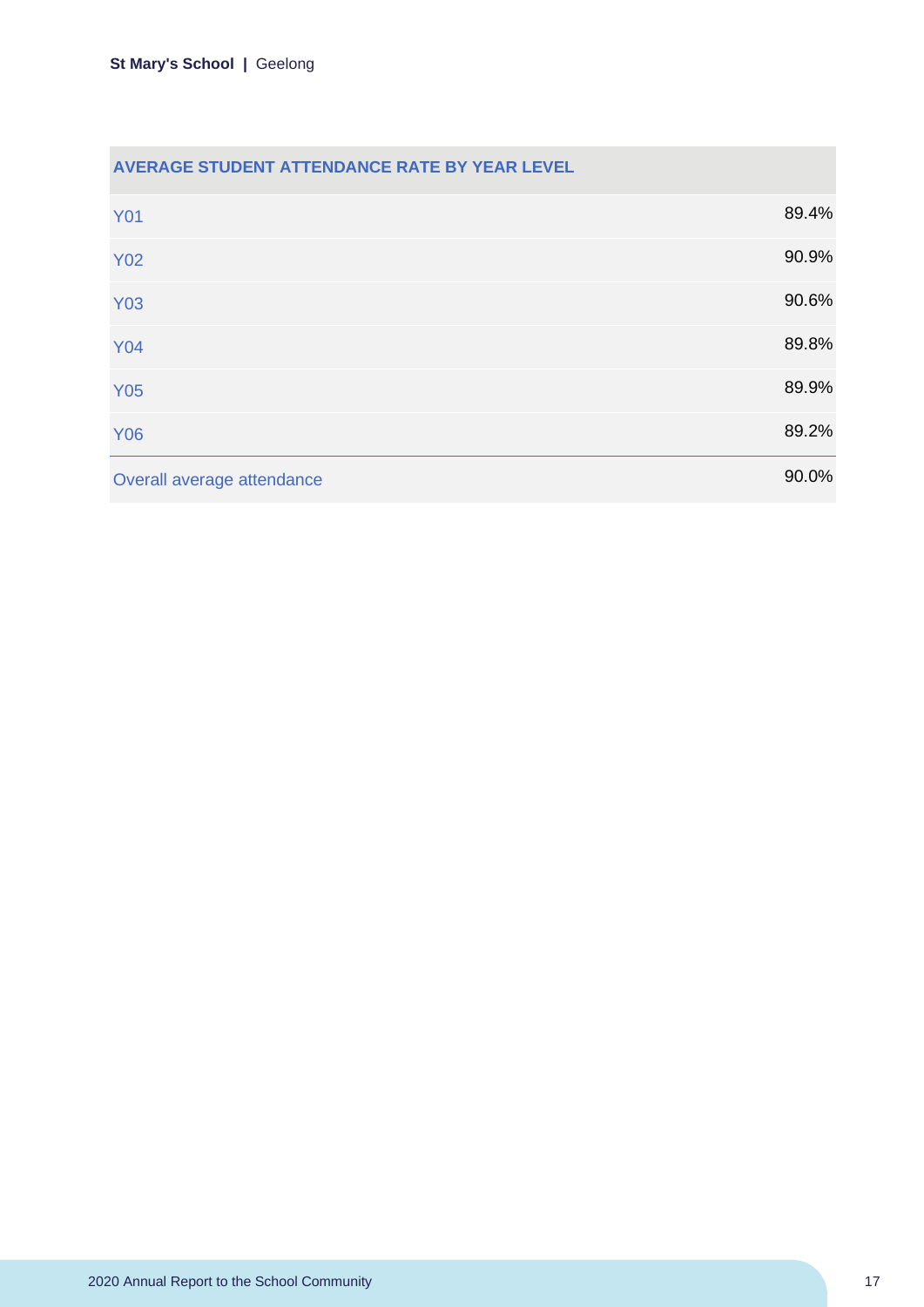| AVERAGE STUDENT ATTENDANCE RATE BY YEAR LEVEL | |
|---|---|
| Y01 | 89.4% |
| Y02 | 90.9% |
| Y03 | 90.6% |
| Y04 | 89.8% |
| Y05 | 89.9% |
| Y06 | 89.2% |
| Overall average attendance | 90.0% |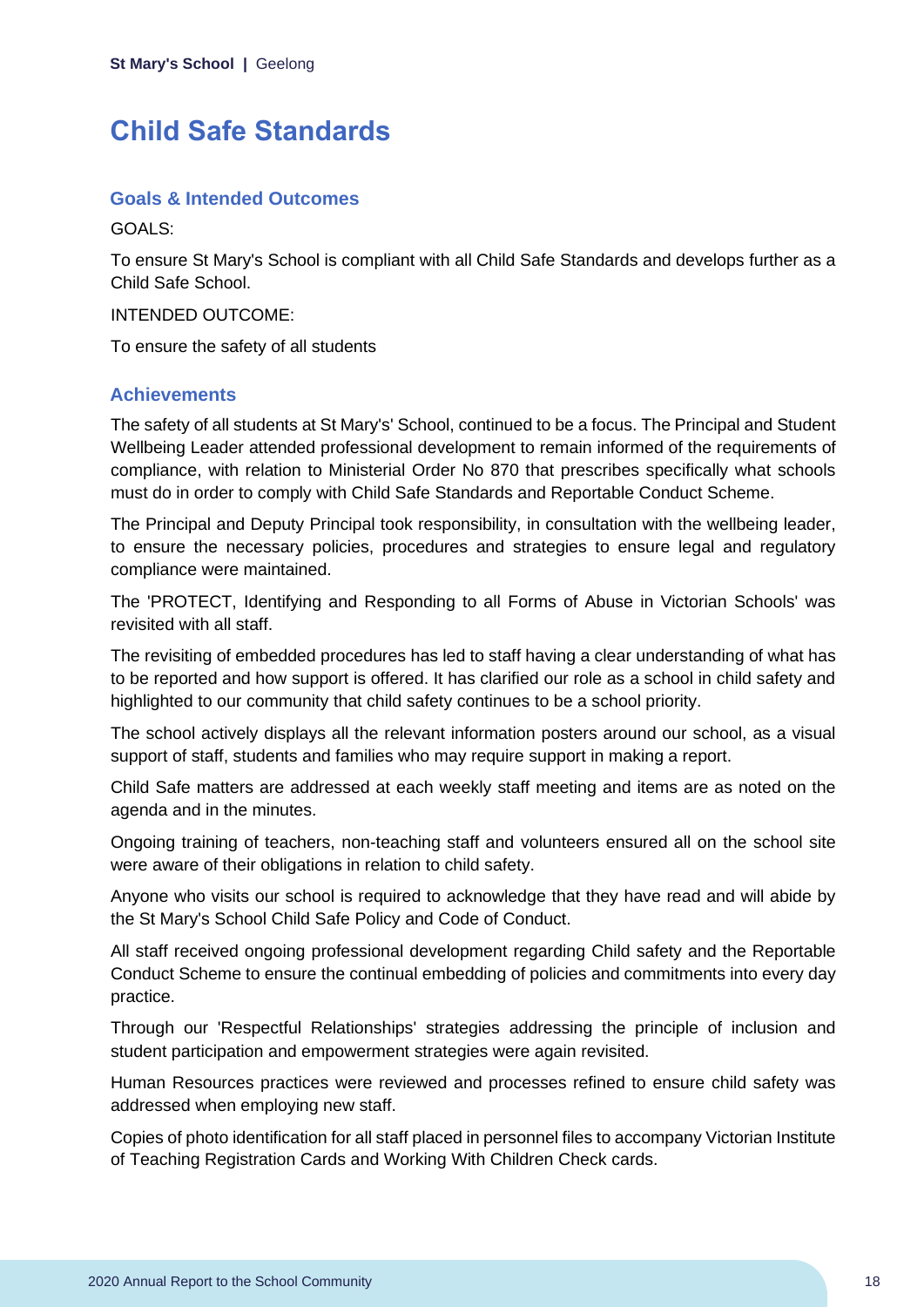# Child Safe Standards

## Goals & Intended Outcomes

GOALS:

To ensure St Mary's School is compliant with all Child Safe Standards and develops further as a Child Safe School.

INTENDED OUTCOME:

To ensure the safety of all students

## Achievements

The safety of all students at St Mary's' School, continued to be a focus. The Principal and Student Wellbeing Leader attended professional development to remain informed of the requirements of compliance, with relation to Ministerial Order No 870 that prescribes specifically what schools must do in order to comply with Child Safe Standards and Reportable Conduct Scheme.

The Principal and Deputy Principal took responsibility, in consultation with the wellbeing leader, to ensure the necessary policies, procedures and strategies to ensure legal and regulatory compliance were maintained.

The 'PROTECT, Identifying and Responding to all Forms of Abuse in Victorian Schools' was revisited with all staff.

The revisiting of embedded procedures has led to staff having a clear understanding of what has to be reported and how support is offered. It has clarified our role as a school in child safety and highlighted to our community that child safety continues to be a school priority.

The school actively displays all the relevant information posters around our school, as a visual support of staff, students and families who may require support in making a report.

Child Safe matters are addressed at each weekly staff meeting and items are as noted on the agenda and in the minutes.

Ongoing training of teachers, non-teaching staff and volunteers ensured all on the school site were aware of their obligations in relation to child safety.

Anyone who visits our school is required to acknowledge that they have read and will abide by the St Mary's School Child Safe Policy and Code of Conduct.

All staff received ongoing professional development regarding Child safety and the Reportable Conduct Scheme to ensure the continual embedding of policies and commitments into every day practice.

Through our 'Respectful Relationships' strategies addressing the principle of inclusion and student participation and empowerment strategies were again revisited.

Human Resources practices were reviewed and processes refined to ensure child safety was addressed when employing new staff.

Copies of photo identification for all staff placed in personnel files to accompany Victorian Institute of Teaching Registration Cards and Working With Children Check cards.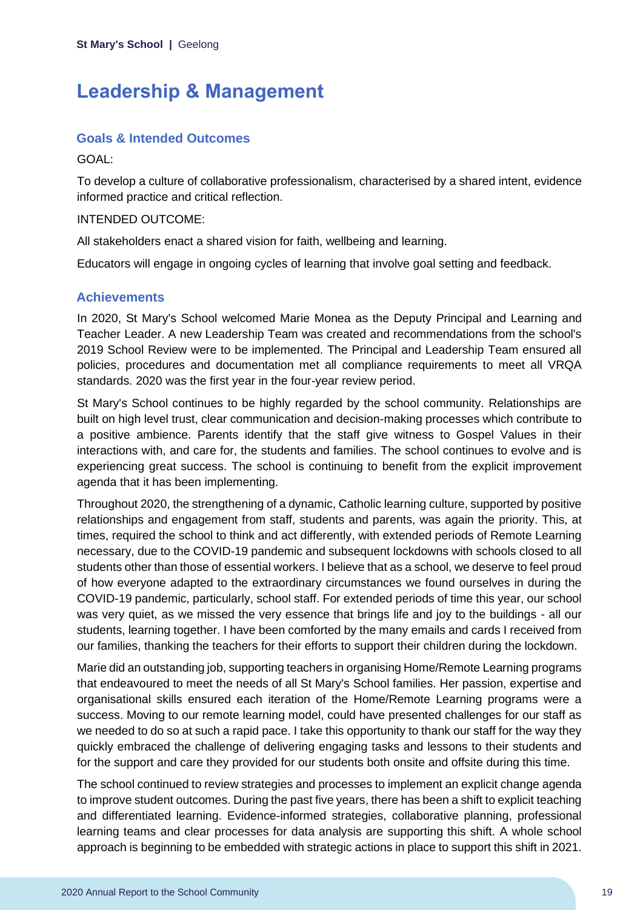# Leadership & Management

## Goals & Intended Outcomes

GOAL:

To develop a culture of collaborative professionalism, characterised by a shared intent, evidence informed practice and critical reflection.

INTENDED OUTCOME:

All stakeholders enact a shared vision for faith, wellbeing and learning.

Educators will engage in ongoing cycles of learning that involve goal setting and feedback.

## Achievements

In 2020, St Mary's School welcomed Marie Monea as the Deputy Principal and Learning and Teacher Leader. A new Leadership Team was created and recommendations from the school's 2019 School Review were to be implemented. The Principal and Leadership Team ensured all policies, procedures and documentation met all compliance requirements to meet all VRQA standards. 2020 was the first year in the four-year review period.

St Mary's School continues to be highly regarded by the school community. Relationships are built on high level trust, clear communication and decision-making processes which contribute to a positive ambience. Parents identify that the staff give witness to Gospel Values in their interactions with, and care for, the students and families. The school continues to evolve and is experiencing great success. The school is continuing to benefit from the explicit improvement agenda that it has been implementing.

Throughout 2020, the strengthening of a dynamic, Catholic learning culture, supported by positive relationships and engagement from staff, students and parents, was again the priority. This, at times, required the school to think and act differently, with extended periods of Remote Learning necessary, due to the COVID-19 pandemic and subsequent lockdowns with schools closed to all students other than those of essential workers. I believe that as a school, we deserve to feel proud of how everyone adapted to the extraordinary circumstances we found ourselves in during the COVID-19 pandemic, particularly, school staff. For extended periods of time this year, our school was very quiet, as we missed the very essence that brings life and joy to the buildings - all our students, learning together. I have been comforted by the many emails and cards I received from our families, thanking the teachers for their efforts to support their children during the lockdown.

Marie did an outstanding job, supporting teachers in organising Home/Remote Learning programs that endeavoured to meet the needs of all St Mary's School families. Her passion, expertise and organisational skills ensured each iteration of the Home/Remote Learning programs were a success. Moving to our remote learning model, could have presented challenges for our staff as we needed to do so at such a rapid pace. I take this opportunity to thank our staff for the way they quickly embraced the challenge of delivering engaging tasks and lessons to their students and for the support and care they provided for our students both onsite and offsite during this time.

The school continued to review strategies and processes to implement an explicit change agenda to improve student outcomes. During the past five years, there has been a shift to explicit teaching and differentiated learning. Evidence-informed strategies, collaborative planning, professional learning teams and clear processes for data analysis are supporting this shift. A whole school approach is beginning to be embedded with strategic actions in place to support this shift in 2021.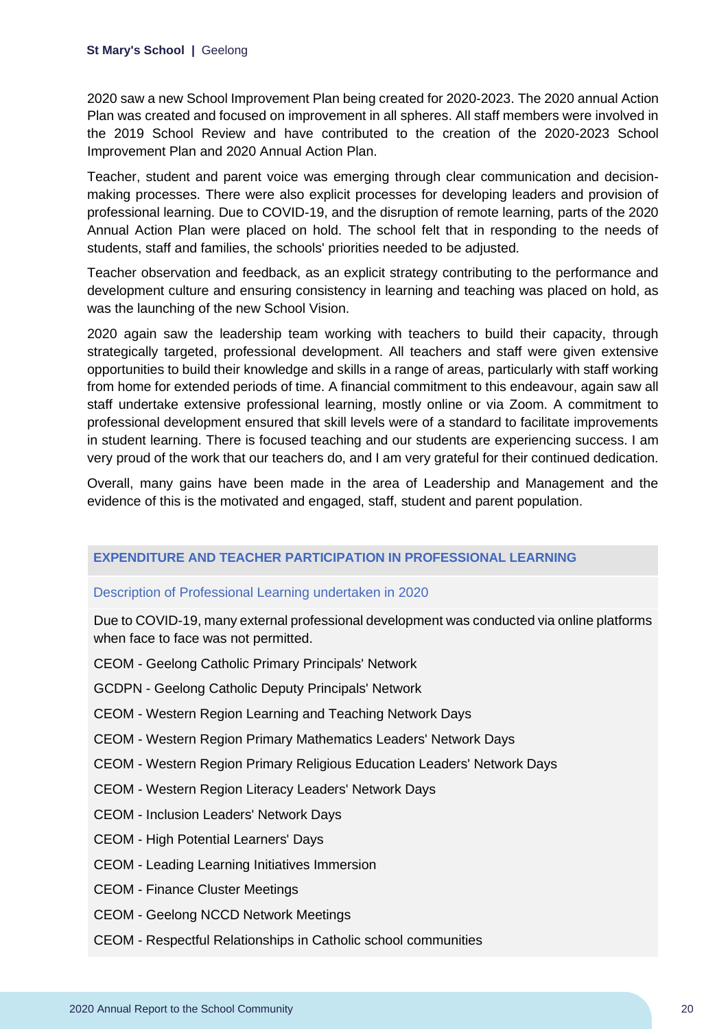2020 saw a new School Improvement Plan being created for 2020-2023. The 2020 annual Action Plan was created and focused on improvement in all spheres. All staff members were involved in the 2019 School Review and have contributed to the creation of the 2020-2023 School Improvement Plan and 2020 Annual Action Plan.

Teacher, student and parent voice was emerging through clear communication and decision-making processes. There were also explicit processes for developing leaders and provision of professional learning. Due to COVID-19, and the disruption of remote learning, parts of the 2020 Annual Action Plan were placed on hold. The school felt that in responding to the needs of students, staff and families, the schools' priorities needed to be adjusted.

Teacher observation and feedback, as an explicit strategy contributing to the performance and development culture and ensuring consistency in learning and teaching was placed on hold, as was the launching of the new School Vision.

2020 again saw the leadership team working with teachers to build their capacity, through strategically targeted, professional development. All teachers and staff were given extensive opportunities to build their knowledge and skills in a range of areas, particularly with staff working from home for extended periods of time. A financial commitment to this endeavour, again saw all staff undertake extensive professional learning, mostly online or via Zoom. A commitment to professional development ensured that skill levels were of a standard to facilitate improvements in student learning. There is focused teaching and our students are experiencing success. I am very proud of the work that our teachers do, and I am very grateful for their continued dedication.

Overall, many gains have been made in the area of Leadership and Management and the evidence of this is the motivated and engaged, staff, student and parent population.

## EXPENDITURE AND TEACHER PARTICIPATION IN PROFESSIONAL LEARNING

### Description of Professional Learning undertaken in 2020

Due to COVID-19, many external professional development was conducted via online platforms when face to face was not permitted.

CEOM - Geelong Catholic Primary Principals' Network

GCDPN - Geelong Catholic Deputy Principals' Network

CEOM - Western Region Learning and Teaching Network Days

CEOM - Western Region Primary Mathematics Leaders' Network Days

CEOM - Western Region Primary Religious Education Leaders' Network Days

CEOM - Western Region Literacy Leaders' Network Days

CEOM - Inclusion Leaders' Network Days

CEOM - High Potential Learners' Days

CEOM - Leading Learning Initiatives Immersion

CEOM - Finance Cluster Meetings

CEOM - Geelong NCCD Network Meetings

CEOM - Respectful Relationships in Catholic school communities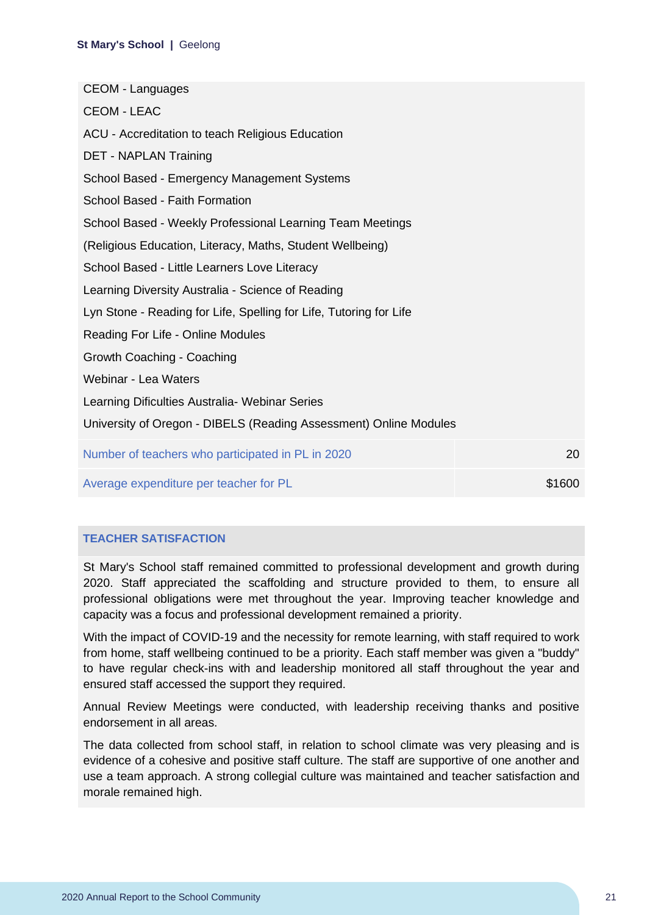CEOM - Languages

CEOM - LEAC

ACU - Accreditation to teach Religious Education

DET - NAPLAN Training

School Based - Emergency Management Systems

School Based - Faith Formation

School Based - Weekly Professional Learning Team Meetings

(Religious Education, Literacy, Maths, Student Wellbeing)

School Based - Little Learners Love Literacy

Learning Diversity Australia - Science of Reading

Lyn Stone - Reading for Life, Spelling for Life, Tutoring for Life

Reading For Life - Online Modules

Growth Coaching - Coaching

Webinar - Lea Waters

Learning Dificulties Australia- Webinar Series

University of Oregon - DIBELS (Reading Assessment) Online Modules

| | |
|---|---|
| Number of teachers who participated in PL in 2020 | 20 |
| Average expenditure per teacher for PL | $1600 |

## TEACHER SATISFACTION

St Mary's School staff remained committed to professional development and growth during 2020. Staff appreciated the scaffolding and structure provided to them, to ensure all professional obligations were met throughout the year. Improving teacher knowledge and capacity was a focus and professional development remained a priority.

With the impact of COVID-19 and the necessity for remote learning, with staff required to work from home, staff wellbeing continued to be a priority. Each staff member was given a "buddy" to have regular check-ins with and leadership monitored all staff throughout the year and ensured staff accessed the support they required.

Annual Review Meetings were conducted, with leadership receiving thanks and positive endorsement in all areas.

The data collected from school staff, in relation to school climate was very pleasing and is evidence of a cohesive and positive staff culture. The staff are supportive of one another and use a team approach. A strong collegial culture was maintained and teacher satisfaction and morale remained high.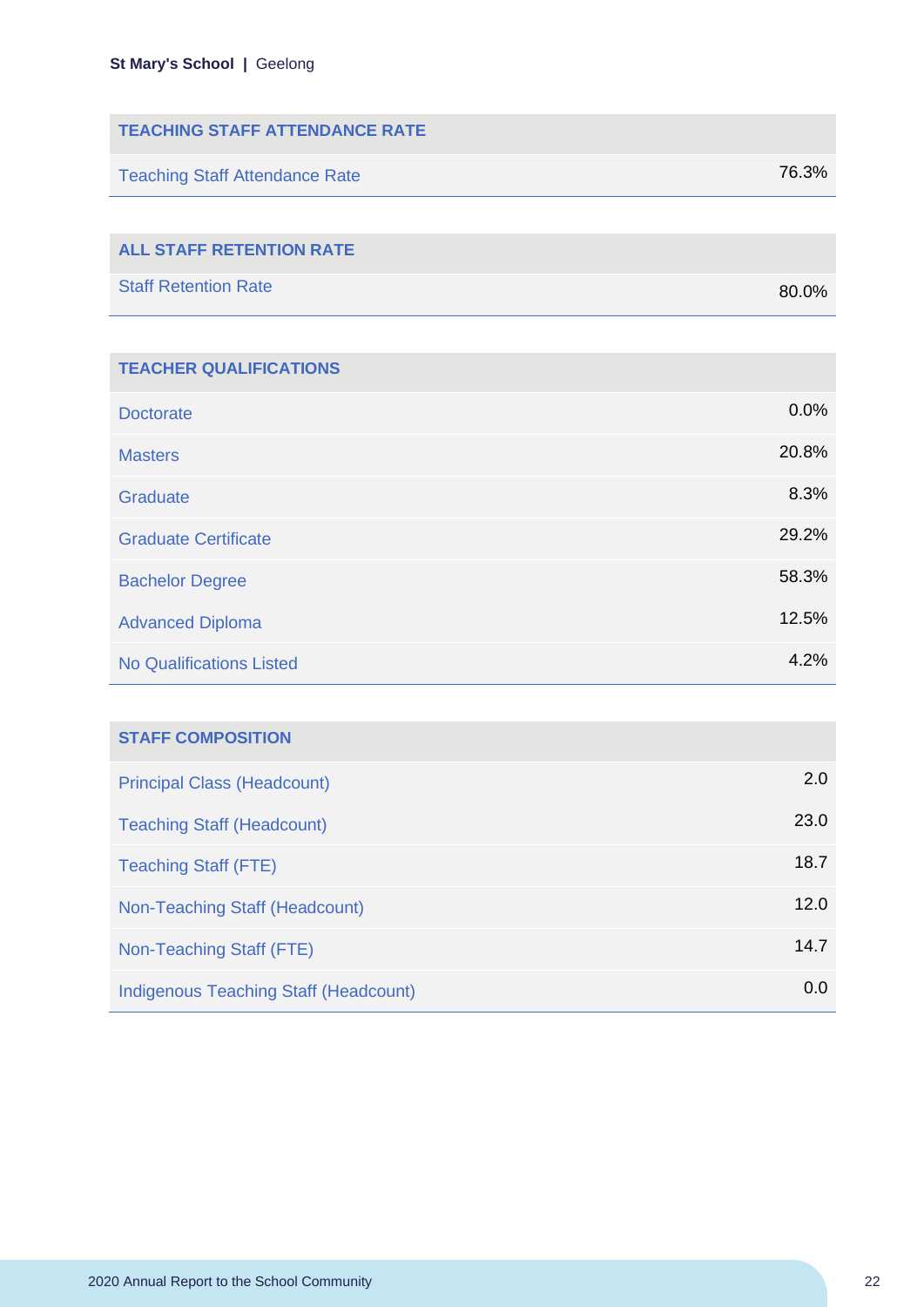| TEACHING STAFF ATTENDANCE RATE | |
| --- | --- |
| Teaching Staff Attendance Rate | 76.3% |

| ALL STAFF RETENTION RATE | |
| --- | --- |
| Staff Retention Rate | 80.0% |

| TEACHER QUALIFICATIONS | |
| --- | --- |
| Doctorate | 0.0% |
| Masters | 20.8% |
| Graduate | 8.3% |
| Graduate Certificate | 29.2% |
| Bachelor Degree | 58.3% |
| Advanced Diploma | 12.5% |
| No Qualifications Listed | 4.2% |

| STAFF COMPOSITION | |
| --- | --- |
| Principal Class (Headcount) | 2.0 |
| Teaching Staff (Headcount) | 23.0 |
| Teaching Staff (FTE) | 18.7 |
| Non-Teaching Staff (Headcount) | 12.0 |
| Non-Teaching Staff (FTE) | 14.7 |
| Indigenous Teaching Staff (Headcount) | 0.0 |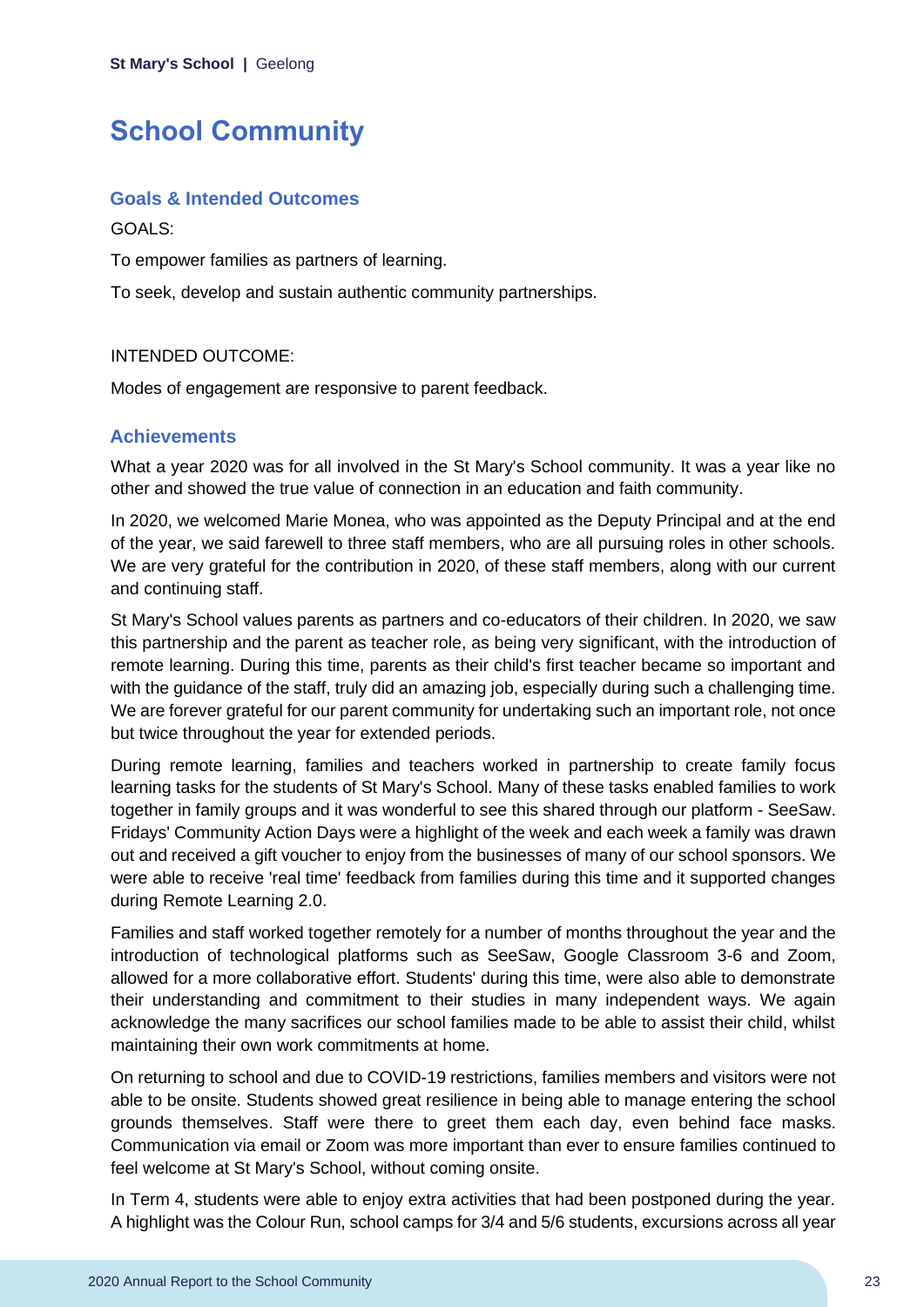# School Community

## Goals & Intended Outcomes

GOALS:

To empower families as partners of learning.

To seek, develop and sustain authentic community partnerships.

INTENDED OUTCOME:

Modes of engagement are responsive to parent feedback.

## Achievements

What a year 2020 was for all involved in the St Mary's School community. It was a year like no other and showed the true value of connection in an education and faith community.

In 2020, we welcomed Marie Monea, who was appointed as the Deputy Principal and at the end of the year, we said farewell to three staff members, who are all pursuing roles in other schools. We are very grateful for the contribution in 2020, of these staff members, along with our current and continuing staff.

St Mary's School values parents as partners and co-educators of their children. In 2020, we saw this partnership and the parent as teacher role, as being very significant, with the introduction of remote learning. During this time, parents as their child's first teacher became so important and with the guidance of the staff, truly did an amazing job, especially during such a challenging time. We are forever grateful for our parent community for undertaking such an important role, not once but twice throughout the year for extended periods.

During remote learning, families and teachers worked in partnership to create family focus learning tasks for the students of St Mary's School. Many of these tasks enabled families to work together in family groups and it was wonderful to see this shared through our platform - SeeSaw. Fridays' Community Action Days were a highlight of the week and each week a family was drawn out and received a gift voucher to enjoy from the businesses of many of our school sponsors. We were able to receive 'real time' feedback from families during this time and it supported changes during Remote Learning 2.0.

Families and staff worked together remotely for a number of months throughout the year and the introduction of technological platforms such as SeeSaw, Google Classroom 3-6 and Zoom, allowed for a more collaborative effort. Students' during this time, were also able to demonstrate their understanding and commitment to their studies in many independent ways. We again acknowledge the many sacrifices our school families made to be able to assist their child, whilst maintaining their own work commitments at home.

On returning to school and due to COVID-19 restrictions, families members and visitors were not able to be onsite. Students showed great resilience in being able to manage entering the school grounds themselves. Staff were there to greet them each day, even behind face masks. Communication via email or Zoom was more important than ever to ensure families continued to feel welcome at St Mary's School, without coming onsite.

In Term 4, students were able to enjoy extra activities that had been postponed during the year. A highlight was the Colour Run, school camps for 3/4 and 5/6 students, excursions across all year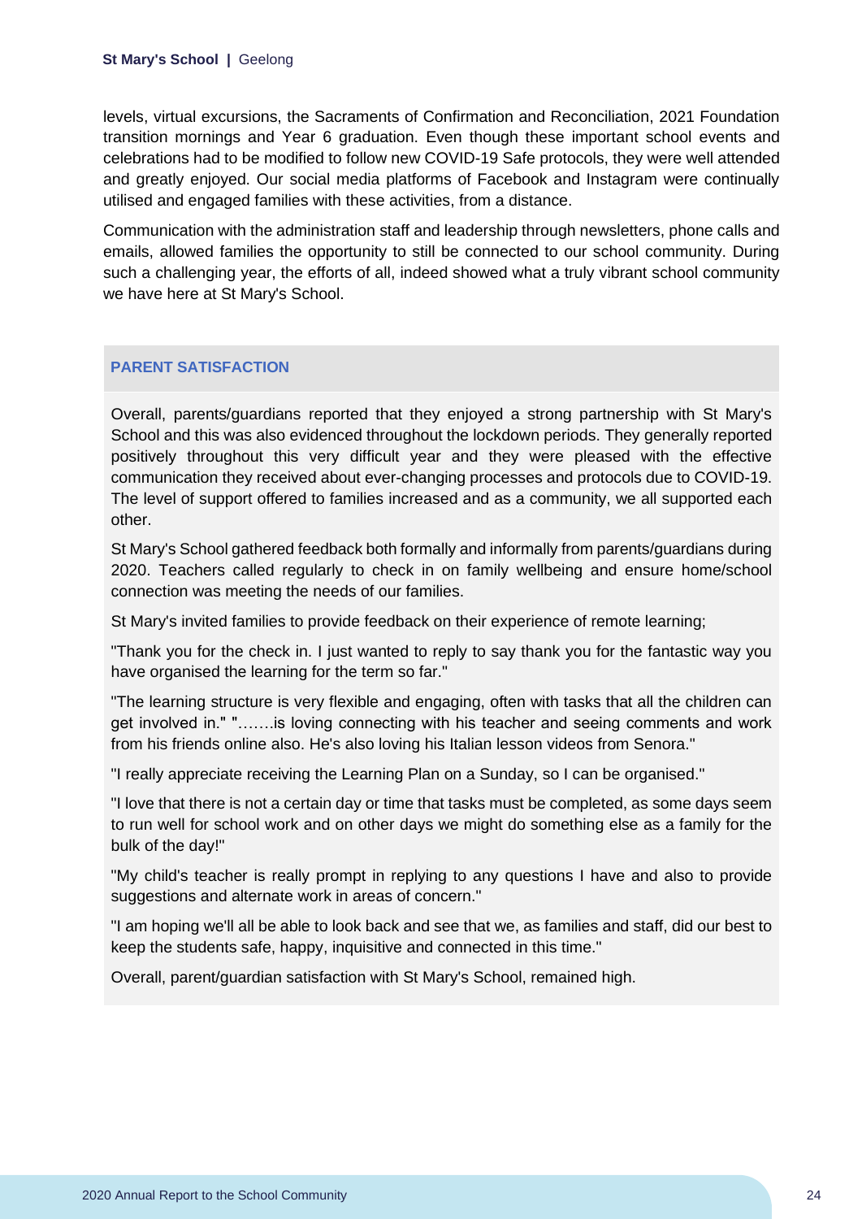levels, virtual excursions, the Sacraments of Confirmation and Reconciliation, 2021 Foundation transition mornings and Year 6 graduation. Even though these important school events and celebrations had to be modified to follow new COVID-19 Safe protocols, they were well attended and greatly enjoyed. Our social media platforms of Facebook and Instagram were continually utilised and engaged families with these activities, from a distance.

Communication with the administration staff and leadership through newsletters, phone calls and emails, allowed families the opportunity to still be connected to our school community. During such a challenging year, the efforts of all, indeed showed what a truly vibrant school community we have here at St Mary's School.

## PARENT SATISFACTION

Overall, parents/guardians reported that they enjoyed a strong partnership with St Mary's School and this was also evidenced throughout the lockdown periods. They generally reported positively throughout this very difficult year and they were pleased with the effective communication they received about ever-changing processes and protocols due to COVID-19. The level of support offered to families increased and as a community, we all supported each other.

St Mary's School gathered feedback both formally and informally from parents/guardians during 2020. Teachers called regularly to check in on family wellbeing and ensure home/school connection was meeting the needs of our families.

St Mary's invited families to provide feedback on their experience of remote learning;

"Thank you for the check in. I just wanted to reply to say thank you for the fantastic way you have organised the learning for the term so far."

"The learning structure is very flexible and engaging, often with tasks that all the children can get involved in." "…….is loving connecting with his teacher and seeing comments and work from his friends online also. He's also loving his Italian lesson videos from Senora."

"I really appreciate receiving the Learning Plan on a Sunday, so I can be organised."

"I love that there is not a certain day or time that tasks must be completed, as some days seem to run well for school work and on other days we might do something else as a family for the bulk of the day!"

"My child's teacher is really prompt in replying to any questions I have and also to provide suggestions and alternate work in areas of concern."

"I am hoping we'll all be able to look back and see that we, as families and staff, did our best to keep the students safe, happy, inquisitive and connected in this time."

Overall, parent/guardian satisfaction with St Mary's School, remained high.